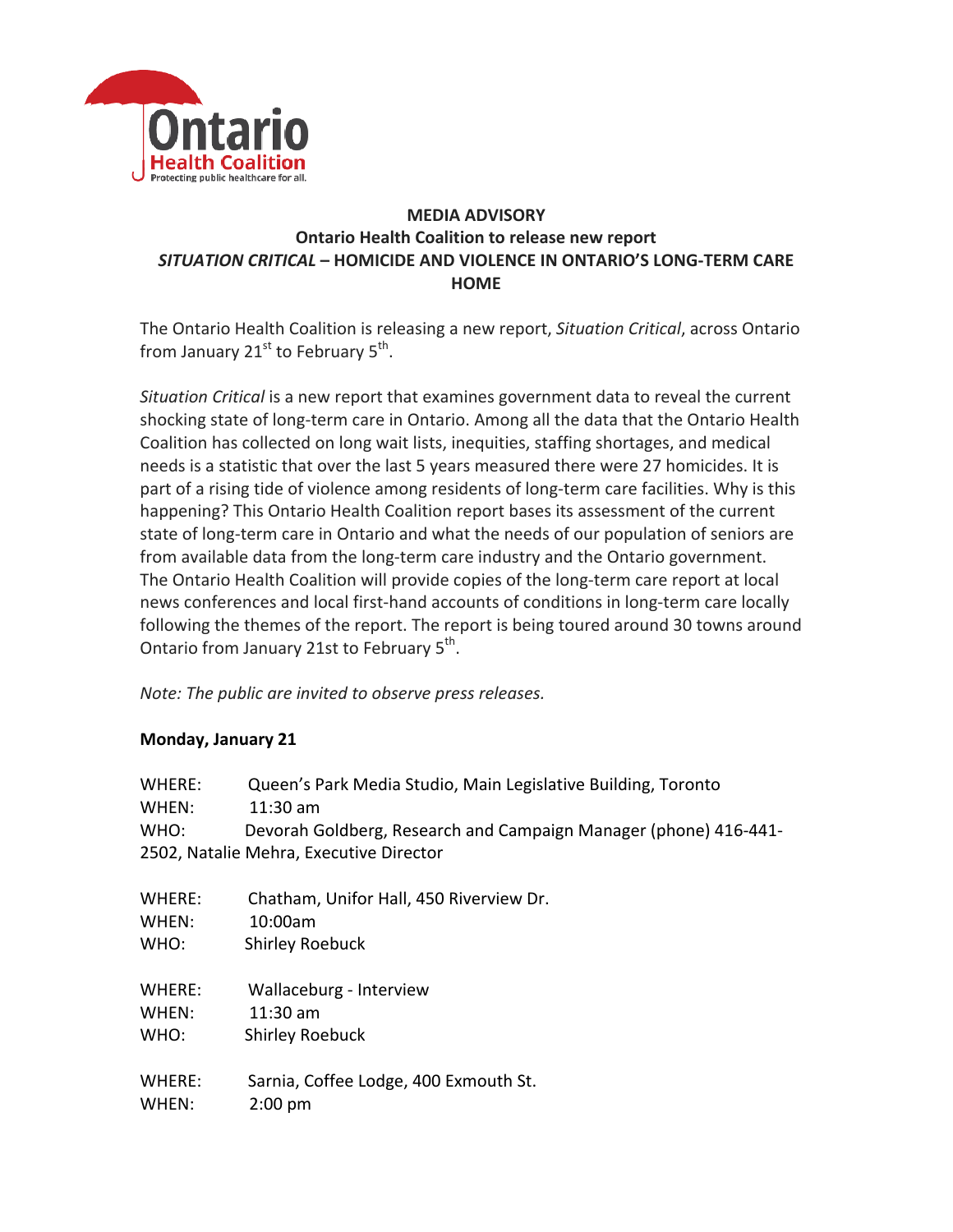Ontario Health Coalition
Protecting public healthcare for all.

**MEDIA ADVISORY**
**Ontario Health Coalition to release new report**
***SITUATION CRITICAL* – HOMICIDE AND VIOLENCE IN ONTARIO'S LONG-TERM CARE HOME**

The Ontario Health Coalition is releasing a new report, *Situation Critical*, across Ontario from January 21st to February 5th.

*Situation Critical* is a new report that examines government data to reveal the current shocking state of long-term care in Ontario. Among all the data that the Ontario Health Coalition has collected on long wait lists, inequities, staffing shortages, and medical needs is a statistic that over the last 5 years measured there were 27 homicides. It is part of a rising tide of violence among residents of long-term care facilities. Why is this happening? This Ontario Health Coalition report bases its assessment of the current state of long-term care in Ontario and what the needs of our population of seniors are from available data from the long-term care industry and the Ontario government. The Ontario Health Coalition will provide copies of the long-term care report at local news conferences and local first-hand accounts of conditions in long-term care locally following the themes of the report. The report is being toured around 30 towns around Ontario from January 21st to February 5th.

*Note: The public are invited to observe press releases.*

**Monday, January 21**

WHERE: Queen's Park Media Studio, Main Legislative Building, Toronto
WHEN: 11:30 am
WHO: Devorah Goldberg, Research and Campaign Manager (phone) 416-441-2502, Natalie Mehra, Executive Director

WHERE: Chatham, Unifor Hall, 450 Riverview Dr.
WHEN: 10:00am
WHO: Shirley Roebuck

WHERE: Wallaceburg - Interview
WHEN: 11:30 am
WHO: Shirley Roebuck

WHERE: Sarnia, Coffee Lodge, 400 Exmouth St.
WHEN: 2:00 pm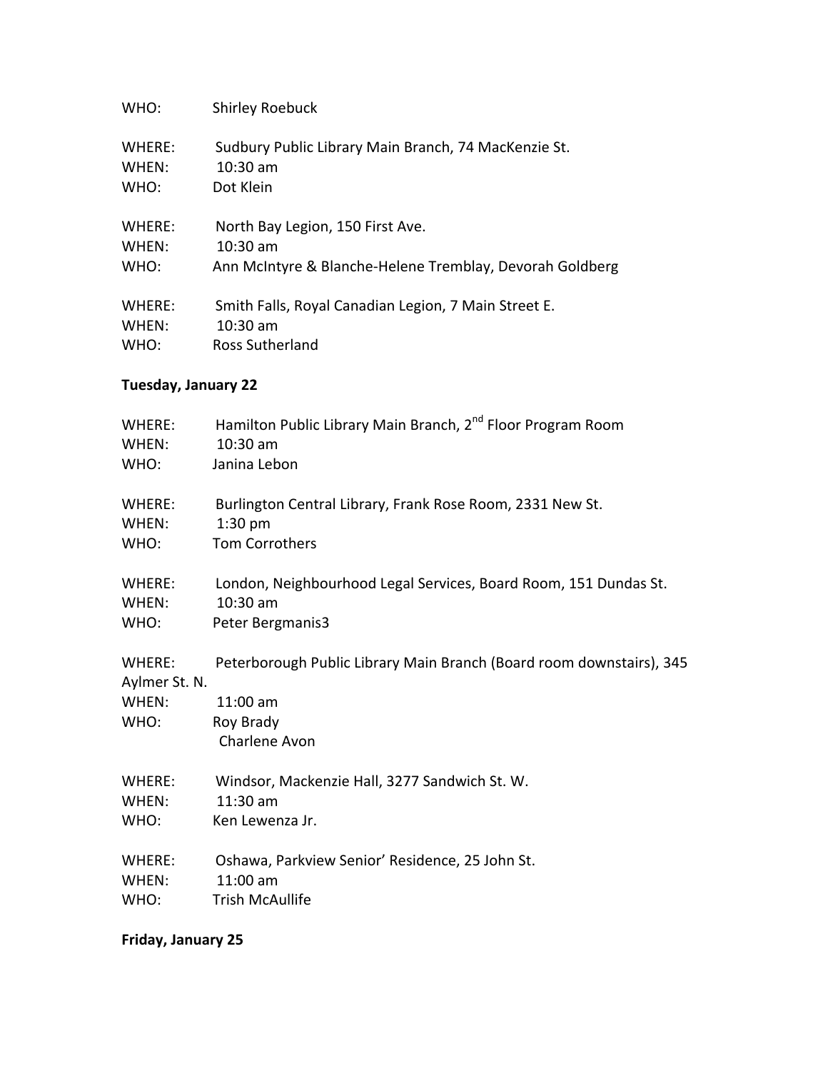WHO: Shirley Roebuck

WHERE: Sudbury Public Library Main Branch, 74 MacKenzie St.
WHEN: 10:30 am
WHO: Dot Klein

WHERE: North Bay Legion, 150 First Ave.
WHEN: 10:30 am
WHO: Ann McIntyre & Blanche-Helene Tremblay, Devorah Goldberg

WHERE: Smith Falls, Royal Canadian Legion, 7 Main Street E.
WHEN: 10:30 am
WHO: Ross Sutherland

**Tuesday, January 22**

WHERE: Hamilton Public Library Main Branch, 2nd Floor Program Room
WHEN: 10:30 am
WHO: Janina Lebon

WHERE: Burlington Central Library, Frank Rose Room, 2331 New St.
WHEN: 1:30 pm
WHO: Tom Corrothers

WHERE: London, Neighbourhood Legal Services, Board Room, 151 Dundas St.
WHEN: 10:30 am
WHO: Peter Bergmanis3

WHERE: Peterborough Public Library Main Branch (Board room downstairs), 345 Aylmer St. N.
WHEN: 11:00 am
WHO: Roy Brady
Charlene Avon

WHERE: Windsor, Mackenzie Hall, 3277 Sandwich St. W.
WHEN: 11:30 am
WHO: Ken Lewenza Jr.

WHERE: Oshawa, Parkview Senior' Residence, 25 John St.
WHEN: 11:00 am
WHO: Trish McAullife

**Friday, January 25**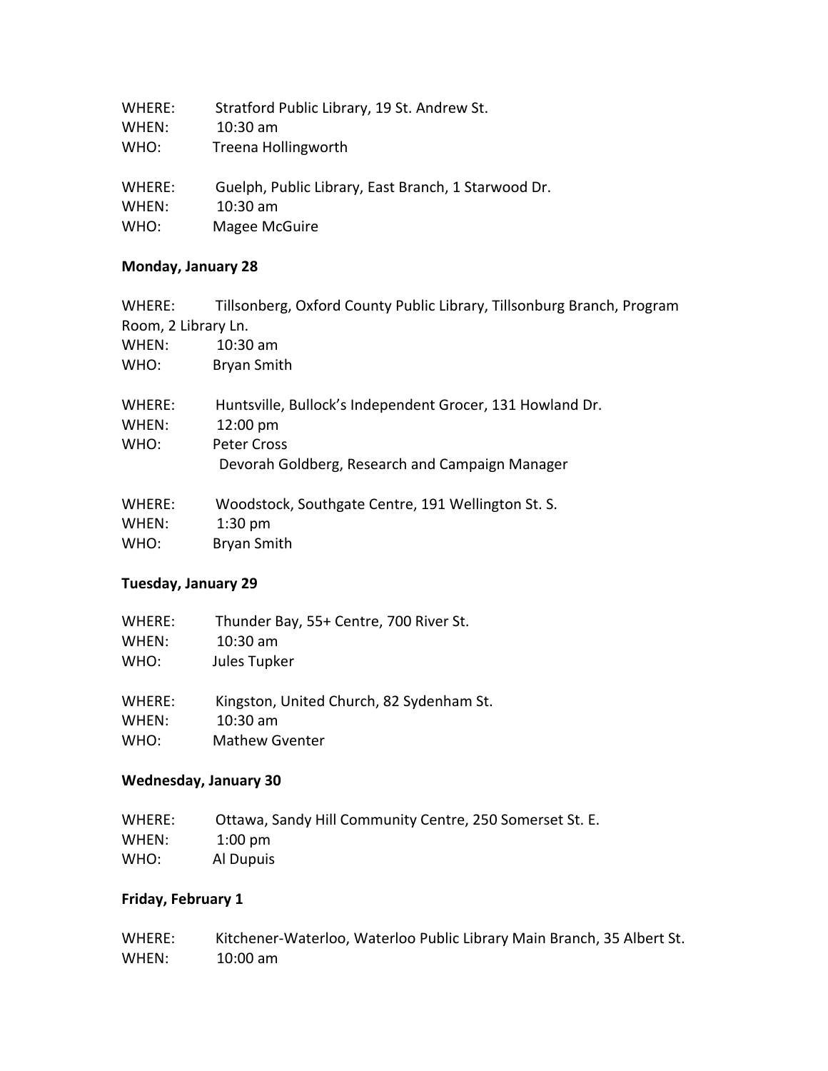WHERE: Stratford Public Library, 19 St. Andrew St.
WHEN: 10:30 am
WHO: Treena Hollingworth

WHERE: Guelph, Public Library, East Branch, 1 Starwood Dr.
WHEN: 10:30 am
WHO: Magee McGuire

**Monday, January 28**

WHERE: Tillsonberg, Oxford County Public Library, Tillsonburg Branch, Program Room, 2 Library Ln.
WHEN: 10:30 am
WHO: Bryan Smith

WHERE: Huntsville, Bullock's Independent Grocer, 131 Howland Dr.
WHEN: 12:00 pm
WHO: Peter Cross
Devorah Goldberg, Research and Campaign Manager

WHERE: Woodstock, Southgate Centre, 191 Wellington St. S.
WHEN: 1:30 pm
WHO: Bryan Smith

**Tuesday, January 29**

WHERE: Thunder Bay, 55+ Centre, 700 River St.
WHEN: 10:30 am
WHO: Jules Tupker

WHERE: Kingston, United Church, 82 Sydenham St.
WHEN: 10:30 am
WHO: Mathew Gventer

**Wednesday, January 30**

WHERE: Ottawa, Sandy Hill Community Centre, 250 Somerset St. E.
WHEN: 1:00 pm
WHO: Al Dupuis

**Friday, February 1**

WHERE: Kitchener-Waterloo, Waterloo Public Library Main Branch, 35 Albert St.
WHEN: 10:00 am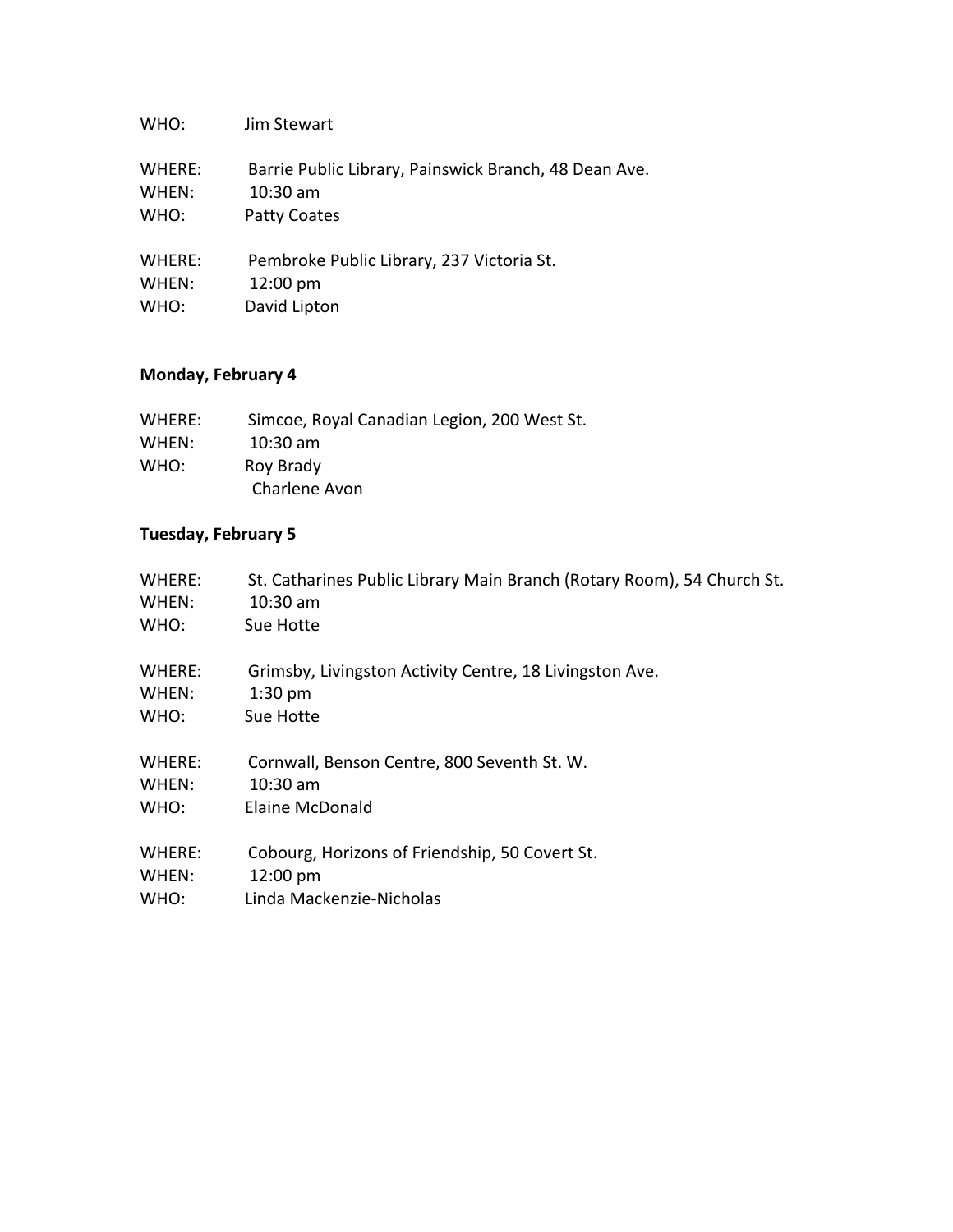WHO: Jim Stewart

WHERE: Barrie Public Library, Painswick Branch, 48 Dean Ave.
WHEN: 10:30 am
WHO: Patty Coates

WHERE: Pembroke Public Library, 237 Victoria St.
WHEN: 12:00 pm
WHO: David Lipton

**Monday, February 4**

WHERE: Simcoe, Royal Canadian Legion, 200 West St.
WHEN: 10:30 am
WHO: Roy Brady
Charlene Avon

**Tuesday, February 5**

WHERE: St. Catharines Public Library Main Branch (Rotary Room), 54 Church St.
WHEN: 10:30 am
WHO: Sue Hotte

WHERE: Grimsby, Livingston Activity Centre, 18 Livingston Ave.
WHEN: 1:30 pm
WHO: Sue Hotte

WHERE: Cornwall, Benson Centre, 800 Seventh St. W.
WHEN: 10:30 am
WHO: Elaine McDonald

WHERE: Cobourg, Horizons of Friendship, 50 Covert St.
WHEN: 12:00 pm
WHO: Linda Mackenzie-Nicholas